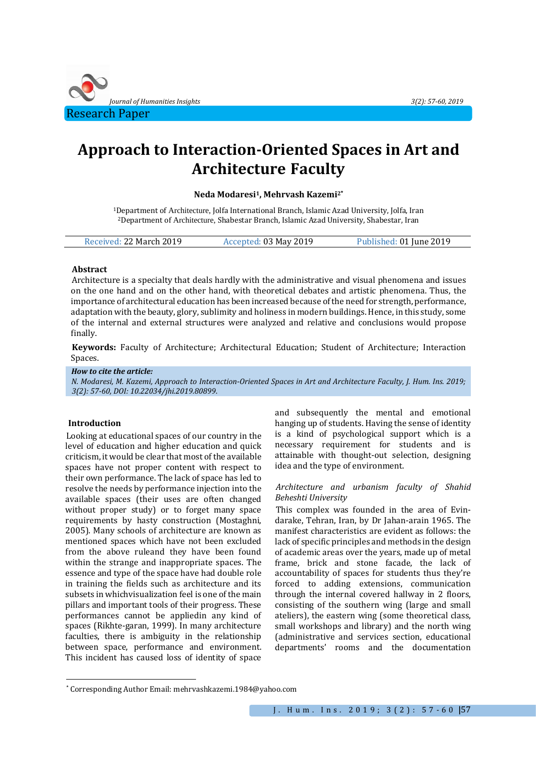Research Paper

# Approach to Interaction-Oriented Spaces in Art and Architecture Faculty

**Neda Modaresi[1], Mehrvash Kazemi[2*]**

[1]Department of Architecture, Jolfa International Branch, Islamic Azad University, Jolfa, Iran
[2]Department of Architecture, Shabestar Branch, Islamic Azad University, Shabestar, Iran

| Received: 22 March 2019 | Accepted: 03 May 2019 | Published: 01 June 2019 |
|---|---|---|

### Abstract

Architecture is a specialty that deals hardly with the administrative and visual phenomena and issues on the one hand and on the other hand, with theoretical debates and artistic phenomena. Thus, the importance of architectural education has been increased because of the need for strength, performance, adaptation with the beauty, glory, sublimity and holiness in modern buildings. Hence, in this study, some of the internal and external structures were analyzed and relative and conclusions would propose finally.

**Keywords:** Faculty of Architecture; Architectural Education; Student of Architecture; Interaction Spaces.

***How to cite the article:***
*N. Modaresi, M. Kazemi, Approach to Interaction-Oriented Spaces in Art and Architecture Faculty, J. Hum. Ins. 2019; 3(2): 57-60, DOI: 10.22034/jhi.2019.80899.*

## Introduction

Looking at educational spaces of our country in the level of education and higher education and quick criticism, it would be clear that most of the available spaces have not proper content with respect to their own performance. The lack of space has led to resolve the needs by performance injection into the available spaces (their uses are often changed without proper study) or to forget many space requirements by hasty construction (Mostaghni, 2005). Many schools of architecture are known as mentioned spaces which have not been excluded from the above ruleand they have been found within the strange and inappropriate spaces. The essence and type of the space have had double role in training the fields such as architecture and its subsets in whichvisualization feel is one of the main pillars and important tools of their progress. These performances cannot be appliedin any kind of spaces (Rikhte-garan, 1999). In many architecture faculties, there is ambiguity in the relationship between space, performance and environment. This incident has caused loss of identity of space and subsequently the mental and emotional hanging up of students. Having the sense of identity is a kind of psychological support which is a necessary requirement for students and is attainable with thought-out selection, designing idea and the type of environment.

*Architecture and urbanism faculty of Shahid Beheshti University*

This complex was founded in the area of Evin-darake, Tehran, Iran, by Dr Jahan-arain 1965. The manifest characteristics are evident as follows: the lack of specific principles and methods in the design of academic areas over the years, made up of metal frame, brick and stone facade, the lack of accountability of spaces for students thus they're forced to adding extensions, communication through the internal covered hallway in 2 floors, consisting of the southern wing (large and small ateliers), the eastern wing (some theoretical class, small workshops and library) and the north wing (administrative and services section, educational departments' rooms and the documentation

[*] Corresponding Author Email: mehrvashkazemi.1984@yahoo.com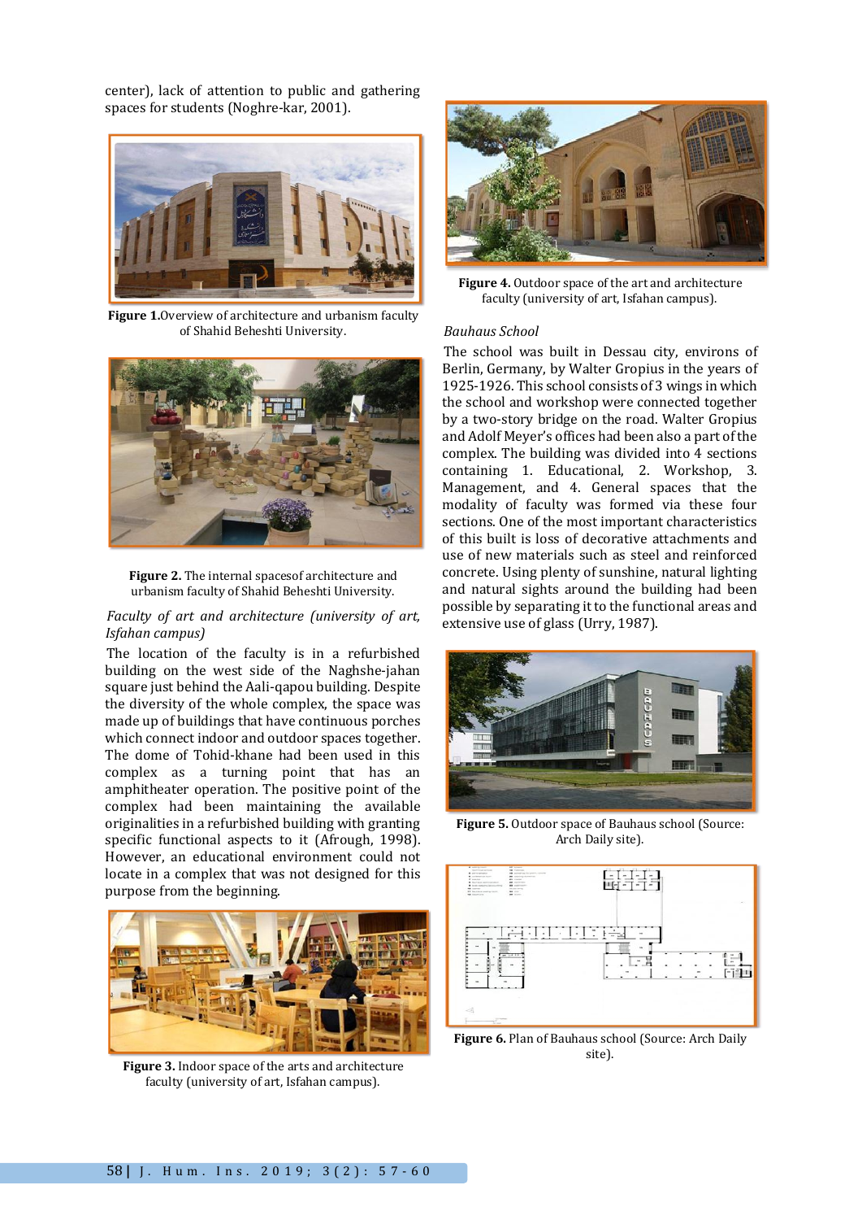center), lack of attention to public and gathering spaces for students (Noghre-kar, 2001).

**Figure 1.**Overview of architecture and urbanism faculty of Shahid Beheshti University.

**Figure 2.** The internal spacesof architecture and urbanism faculty of Shahid Beheshti University.

*Faculty of art and architecture (university of art, Isfahan campus)*

The location of the faculty is in a refurbished building on the west side of the Naghshe-jahan square just behind the Aali-qapou building. Despite the diversity of the whole complex, the space was made up of buildings that have continuous porches which connect indoor and outdoor spaces together. The dome of Tohid-khane had been used in this complex as a turning point that has an amphitheater operation. The positive point of the complex had been maintaining the available originalities in a refurbished building with granting specific functional aspects to it (Afrough, 1998). However, an educational environment could not locate in a complex that was not designed for this purpose from the beginning.

**Figure 3.** Indoor space of the arts and architecture faculty (university of art, Isfahan campus).

**Figure 4.** Outdoor space of the art and architecture faculty (university of art, Isfahan campus).

*Bauhaus School*

The school was built in Dessau city, environs of Berlin, Germany, by Walter Gropius in the years of 1925-1926. This school consists of 3 wings in which the school and workshop were connected together by a two-story bridge on the road. Walter Gropius and Adolf Meyer's offices had been also a part of the complex. The building was divided into 4 sections containing 1. Educational, 2. Workshop, 3. Management, and 4. General spaces that the modality of faculty was formed via these four sections. One of the most important characteristics of this built is loss of decorative attachments and use of new materials such as steel and reinforced concrete. Using plenty of sunshine, natural lighting and natural sights around the building had been possible by separating it to the functional areas and extensive use of glass (Urry, 1987).

**Figure 5.** Outdoor space of Bauhaus school (Source: Arch Daily site).

**Figure 6.** Plan of Bauhaus school (Source: Arch Daily site).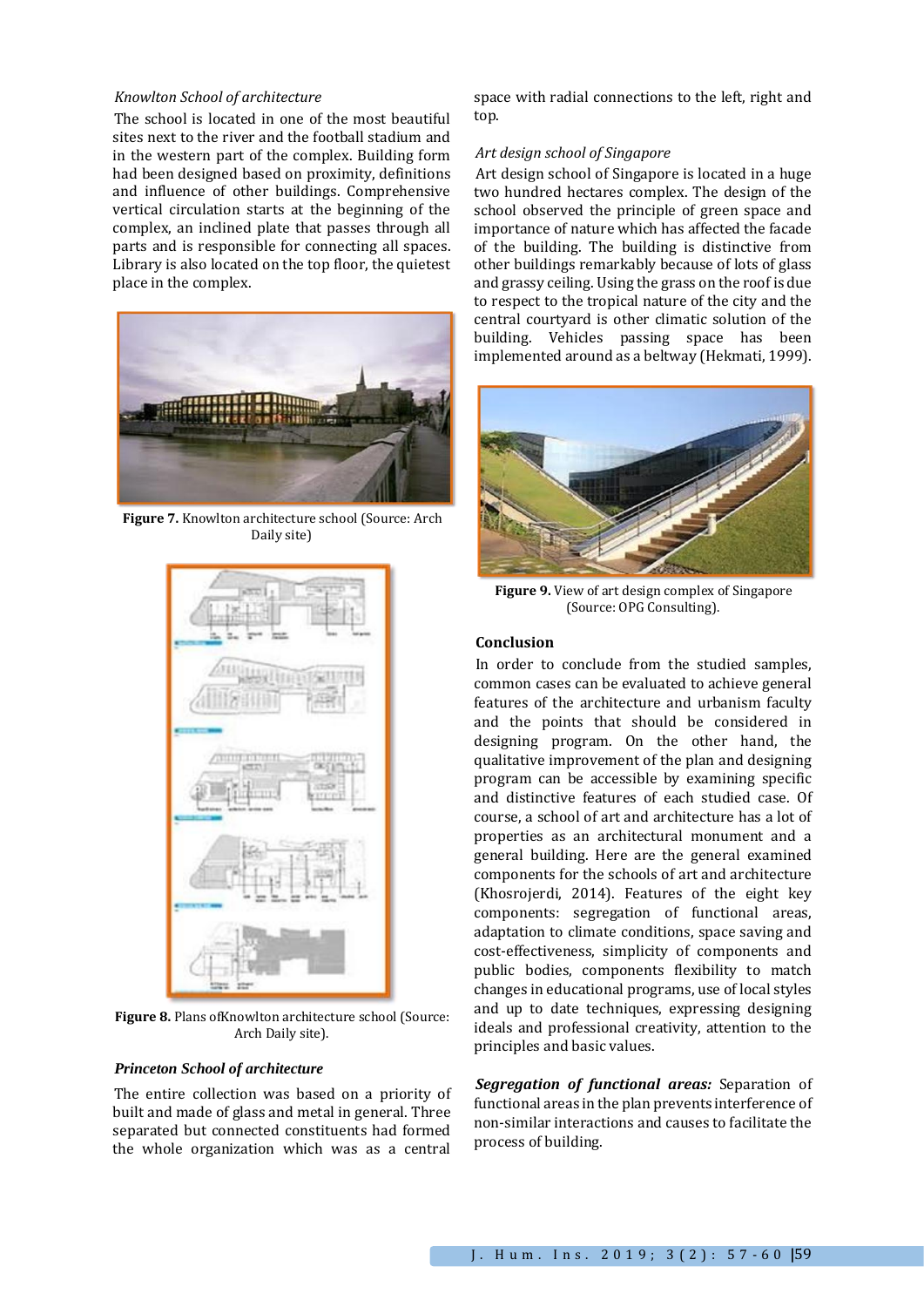*Knowlton School of architecture*

The school is located in one of the most beautiful sites next to the river and the football stadium and in the western part of the complex. Building form had been designed based on proximity, definitions and influence of other buildings. Comprehensive vertical circulation starts at the beginning of the complex, an inclined plate that passes through all parts and is responsible for connecting all spaces. Library is also located on the top floor, the quietest place in the complex.

**Figure 7.** Knowlton architecture school (Source: Arch Daily site)

**Figure 8.** Plans ofKnowlton architecture school (Source: Arch Daily site).

***Princeton School of architecture***

The entire collection was based on a priority of built and made of glass and metal in general. Three separated but connected constituents had formed the whole organization which was as a central space with radial connections to the left, right and top.

*Art design school of Singapore*

Art design school of Singapore is located in a huge two hundred hectares complex. The design of the school observed the principle of green space and importance of nature which has affected the facade of the building. The building is distinctive from other buildings remarkably because of lots of glass and grassy ceiling. Using the grass on the roof is due to respect to the tropical nature of the city and the central courtyard is other climatic solution of the building. Vehicles passing space has been implemented around as a beltway (Hekmati, 1999).

**Figure 9.** View of art design complex of Singapore (Source: OPG Consulting).

**Conclusion**

In order to conclude from the studied samples, common cases can be evaluated to achieve general features of the architecture and urbanism faculty and the points that should be considered in designing program. On the other hand, the qualitative improvement of the plan and designing program can be accessible by examining specific and distinctive features of each studied case. Of course, a school of art and architecture has a lot of properties as an architectural monument and a general building. Here are the general examined components for the schools of art and architecture (Khosrojerdi, 2014). Features of the eight key components: segregation of functional areas, adaptation to climate conditions, space saving and cost-effectiveness, simplicity of components and public bodies, components flexibility to match changes in educational programs, use of local styles and up to date techniques, expressing designing ideals and professional creativity, attention to the principles and basic values.

***Segregation of functional areas:*** Separation of functional areas in the plan prevents interference of non-similar interactions and causes to facilitate the process of building.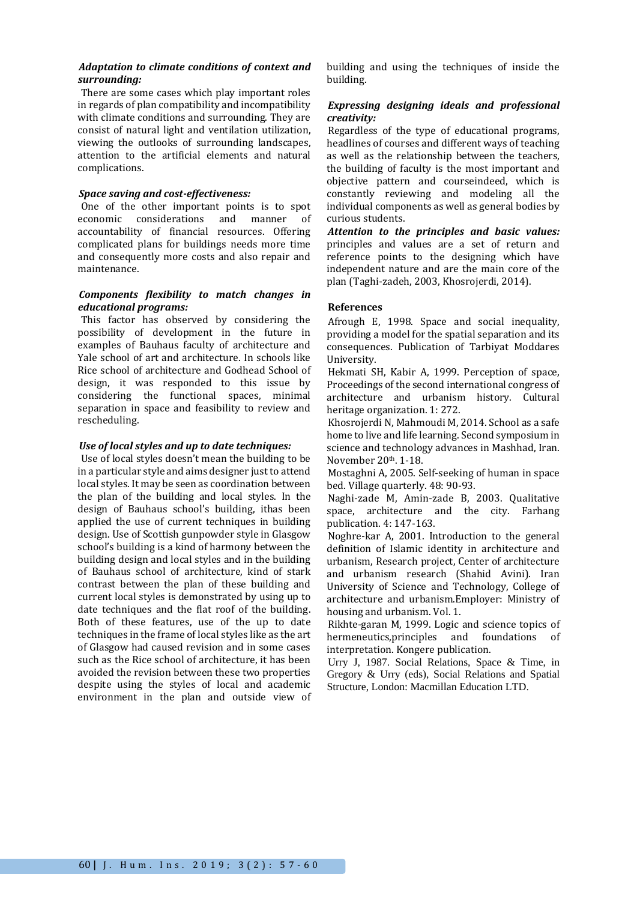***Adaptation to climate conditions of context and surrounding:***

There are some cases which play important roles in regards of plan compatibility and incompatibility with climate conditions and surrounding. They are consist of natural light and ventilation utilization, viewing the outlooks of surrounding landscapes, attention to the artificial elements and natural complications.

***Space saving and cost-effectiveness:***

One of the other important points is to spot economic considerations and manner of accountability of financial resources. Offering complicated plans for buildings needs more time and consequently more costs and also repair and maintenance.

***Components flexibility to match changes in educational programs:***

This factor has observed by considering the possibility of development in the future in examples of Bauhaus faculty of architecture and Yale school of art and architecture. In schools like Rice school of architecture and Godhead School of design, it was responded to this issue by considering the functional spaces, minimal separation in space and feasibility to review and rescheduling.

***Use of local styles and up to date techniques:***

Use of local styles doesn't mean the building to be in a particular style and aims designer just to attend local styles. It may be seen as coordination between the plan of the building and local styles. In the design of Bauhaus school's building, ithas been applied the use of current techniques in building design. Use of Scottish gunpowder style in Glasgow school's building is a kind of harmony between the building design and local styles and in the building of Bauhaus school of architecture, kind of stark contrast between the plan of these building and current local styles is demonstrated by using up to date techniques and the flat roof of the building. Both of these features, use of the up to date techniques in the frame of local styles like as the art of Glasgow had caused revision and in some cases such as the Rice school of architecture, it has been avoided the revision between these two properties despite using the styles of local and academic environment in the plan and outside view of building and using the techniques of inside the building.

***Expressing designing ideals and professional creativity:***

Regardless of the type of educational programs, headlines of courses and different ways of teaching as well as the relationship between the teachers, the building of faculty is the most important and objective pattern and courseindeed, which is constantly reviewing and modeling all the individual components as well as general bodies by curious students.

***Attention to the principles and basic values:*** principles and values are a set of return and reference points to the designing which have independent nature and are the main core of the plan (Taghi-zadeh, 2003, Khosrojerdi, 2014).

**References**

Afrough E, 1998. Space and social inequality, providing a model for the spatial separation and its consequences. Publication of Tarbiyat Moddares University.

Hekmati SH, Kabir A, 1999. Perception of space, Proceedings of the second international congress of architecture and urbanism history. Cultural heritage organization. 1: 272.

Khosrojerdi N, Mahmoudi M, 2014. School as a safe home to live and life learning. Second symposium in science and technology advances in Mashhad, Iran. November 20th. 1-18.

Mostaghni A, 2005. Self-seeking of human in space bed. Village quarterly. 48: 90-93.

Naghi-zade M, Amin-zade B, 2003. Qualitative space, architecture and the city. Farhang publication. 4: 147-163.

Noghre-kar A, 2001. Introduction to the general definition of Islamic identity in architecture and urbanism, Research project, Center of architecture and urbanism research (Shahid Avini). Iran University of Science and Technology, College of architecture and urbanism.Employer: Ministry of housing and urbanism. Vol. 1.

Rikhte-garan M, 1999. Logic and science topics of hermeneutics,principles and foundations of interpretation. Kongere publication.

Urry J, 1987. Social Relations, Space & Time, in Gregory & Urry (eds), Social Relations and Spatial Structure, London: Macmillan Education LTD.